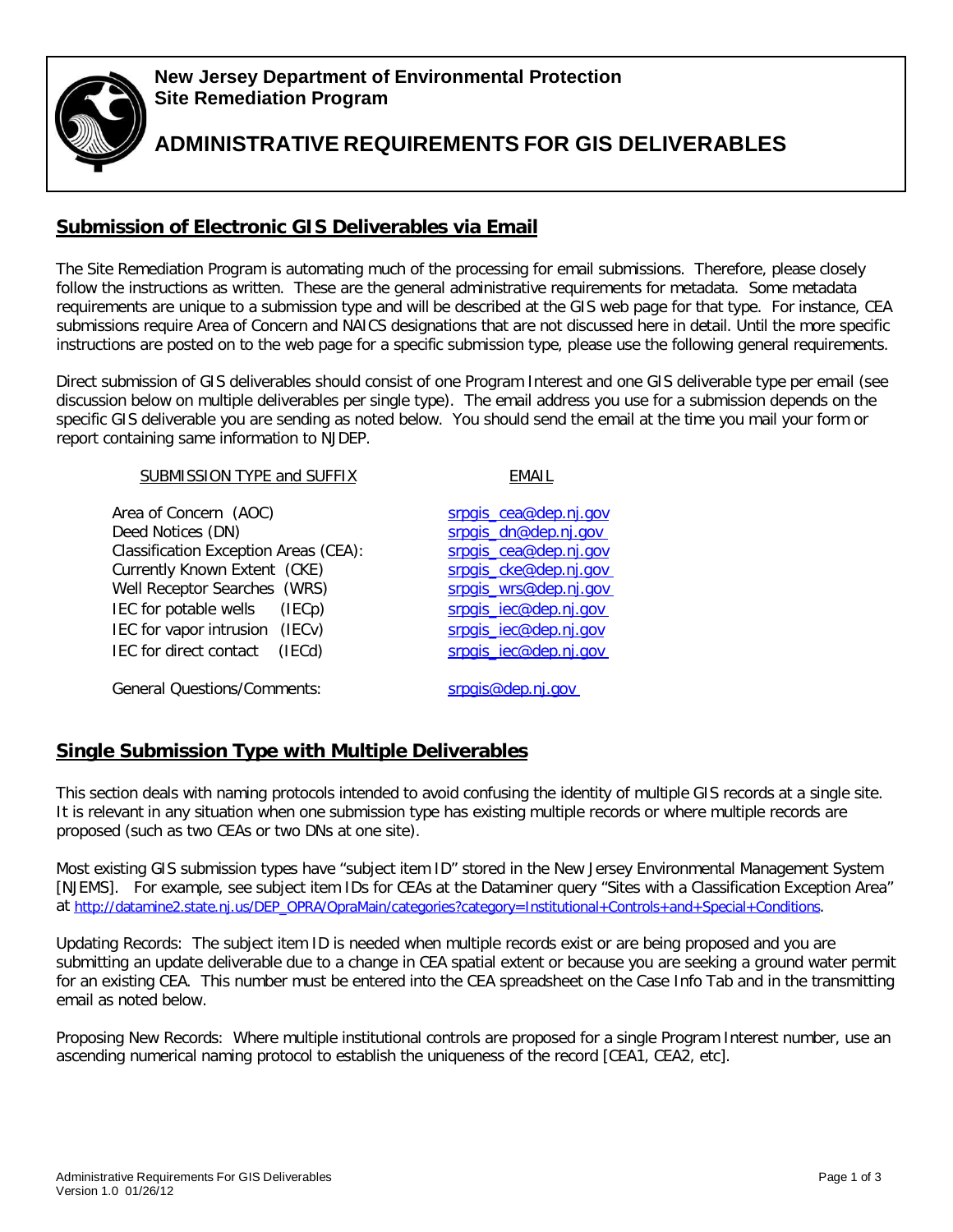**New Jersey Department of Environmental Protection**
**Site Remediation Program**

# ADMINISTRATIVE REQUIREMENTS FOR GIS DELIVERABLES

## Submission of Electronic GIS Deliverables via Email

The Site Remediation Program is automating much of the processing for email submissions. Therefore, please closely follow the instructions as written. These are the general administrative requirements for metadata. Some metadata requirements are unique to a submission type and will be described at the GIS web page for that type. For instance, CEA submissions require Area of Concern and NAICS designations that are not discussed here in detail. Until the more specific instructions are posted on to the web page for a specific submission type, please use the following general requirements.

Direct submission of GIS deliverables should consist of one Program Interest and one GIS deliverable type per email (see discussion below on multiple deliverables per single type). The email address you use for a submission depends on the specific GIS deliverable you are sending as noted below. You should send the email at the time you mail your form or report containing same information to NJDEP.

| SUBMISSION TYPE and SUFFIX | EMAIL |
|---|---|
| Area of Concern (AOC) | srpgis_cea@dep.nj.gov |
| Deed Notices (DN) | srpgis_dn@dep.nj.gov |
| Classification Exception Areas (CEA): | srpgis_cea@dep.nj.gov |
| Currently Known Extent (CKE) | srpgis_cke@dep.nj.gov |
| Well Receptor Searches (WRS) | srpgis_wrs@dep.nj.gov |
| IEC for potable wells (IECp) | srpgis_iec@dep.nj.gov |
| IEC for vapor intrusion (IECv) | srpgis_iec@dep.nj.gov |
| IEC for direct contact (IECd) | srpgis_iec@dep.nj.gov |
| General Questions/Comments: | srpgis@dep.nj.gov |

## Single Submission Type with Multiple Deliverables

This section deals with naming protocols intended to avoid confusing the identity of multiple GIS records at a single site. It is relevant in any situation when one submission type has existing multiple records or where multiple records are proposed (such as two CEAs or two DNs at one site).

Most existing GIS submission types have "subject item ID" stored in the New Jersey Environmental Management System [NJEMS]. For example, see subject item IDs for CEAs at the Dataminer query "Sites with a Classification Exception Area" at http://datamine2.state.nj.us/DEP_OPRA/OpraMain/categories?category=Institutional+Controls+and+Special+Conditions.

Updating Records: The subject item ID is needed when multiple records exist or are being proposed and you are submitting an update deliverable due to a change in CEA spatial extent or because you are seeking a ground water permit for an existing CEA. This number must be entered into the CEA spreadsheet on the Case Info Tab and in the transmitting email as noted below.

Proposing New Records: Where multiple institutional controls are proposed for a single Program Interest number, use an ascending numerical naming protocol to establish the uniqueness of the record [CEA1, CEA2, etc].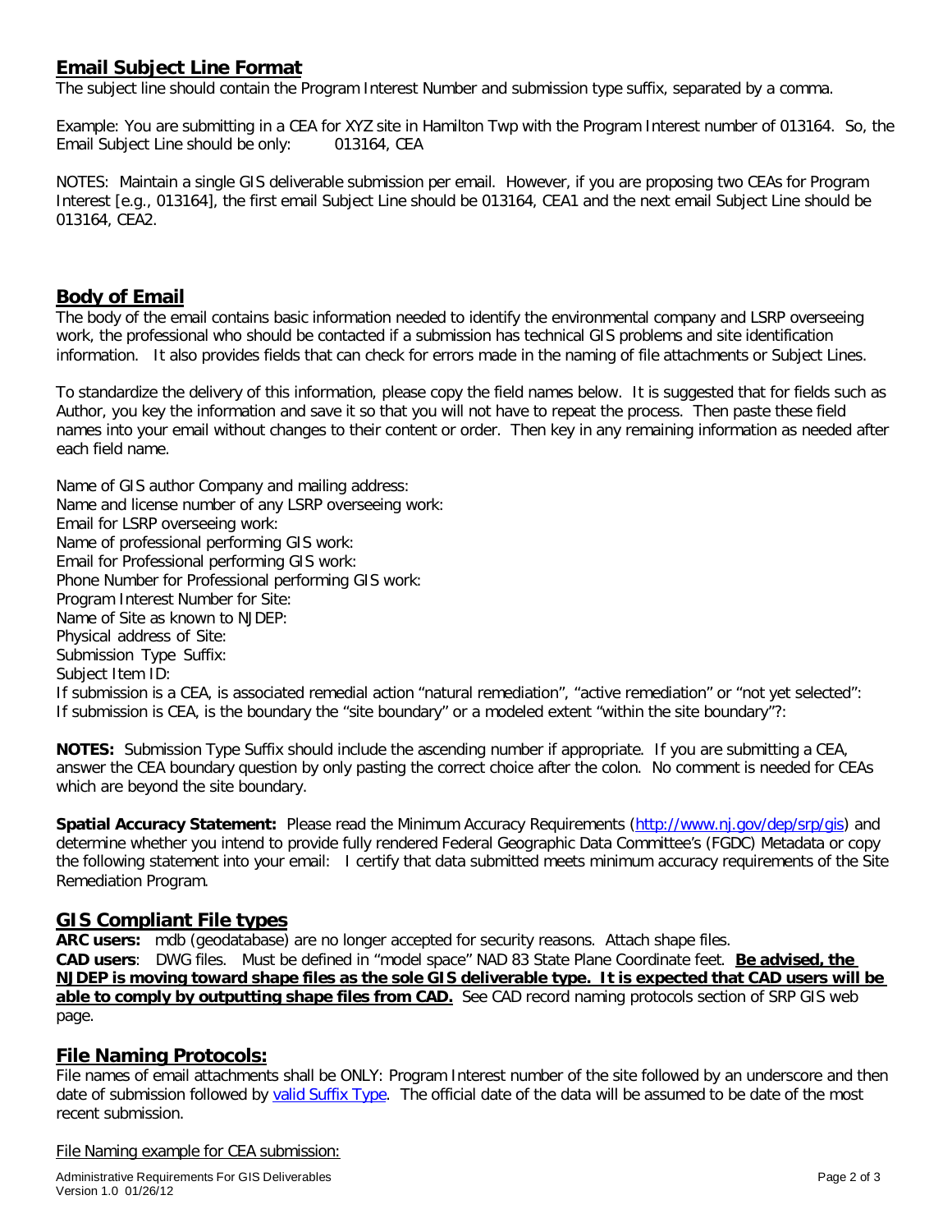## Email Subject Line Format

The subject line should contain the Program Interest Number and submission type suffix, separated by a comma.

Example: You are submitting in a CEA for XYZ site in Hamilton Twp with the Program Interest number of 013164. So, the Email Subject Line should be only: 013164, CEA

NOTES: Maintain a single GIS deliverable submission per email. However, if you are proposing two CEAs for Program Interest [e.g., 013164], the first email Subject Line should be 013164, CEA1 and the next email Subject Line should be 013164, CEA2.

## Body of Email

The body of the email contains basic information needed to identify the environmental company and LSRP overseeing work, the professional who should be contacted if a submission has technical GIS problems and site identification information. It also provides fields that can check for errors made in the naming of file attachments or Subject Lines.

To standardize the delivery of this information, please copy the field names below. It is suggested that for fields such as Author, you key the information and save it so that you will not have to repeat the process. Then paste these field names into your email without changes to their content or order. Then key in any remaining information as needed after each field name.

Name of GIS author Company and mailing address:
Name and license number of any LSRP overseeing work:
Email for LSRP overseeing work:
Name of professional performing GIS work:
Email for Professional performing GIS work:
Phone Number for Professional performing GIS work:
Program Interest Number for Site:
Name of Site as known to NJDEP:
Physical address of Site:
Submission Type Suffix:
Subject Item ID:
If submission is a CEA, is associated remedial action “natural remediation”, “active remediation” or “not yet selected”:
If submission is CEA, is the boundary the “site boundary” or a modeled extent “within the site boundary”?:

**NOTES:** Submission Type Suffix should include the ascending number if appropriate. If you are submitting a CEA, answer the CEA boundary question by only pasting the correct choice after the colon. No comment is needed for CEAs which are beyond the site boundary.

**Spatial Accuracy Statement:** Please read the Minimum Accuracy Requirements (http://www.nj.gov/dep/srp/gis) and determine whether you intend to provide fully rendered Federal Geographic Data Committee’s (FGDC) Metadata or copy the following statement into your email: I certify that data submitted meets minimum accuracy requirements of the Site Remediation Program.

## GIS Compliant File types

**ARC users:** mdb (geodatabase) are no longer accepted for security reasons. Attach shape files.
**CAD users**: DWG files. Must be defined in “model space” NAD 83 State Plane Coordinate feet. **Be advised, the NJDEP is moving toward shape files as the sole GIS deliverable type. It is expected that CAD users will be able to comply by outputting shape files from CAD.** See CAD record naming protocols section of SRP GIS web page.

## File Naming Protocols:

File names of email attachments shall be ONLY: Program Interest number of the site followed by an underscore and then date of submission followed by valid Suffix Type. The official date of the data will be assumed to be date of the most recent submission.

File Naming example for CEA submission: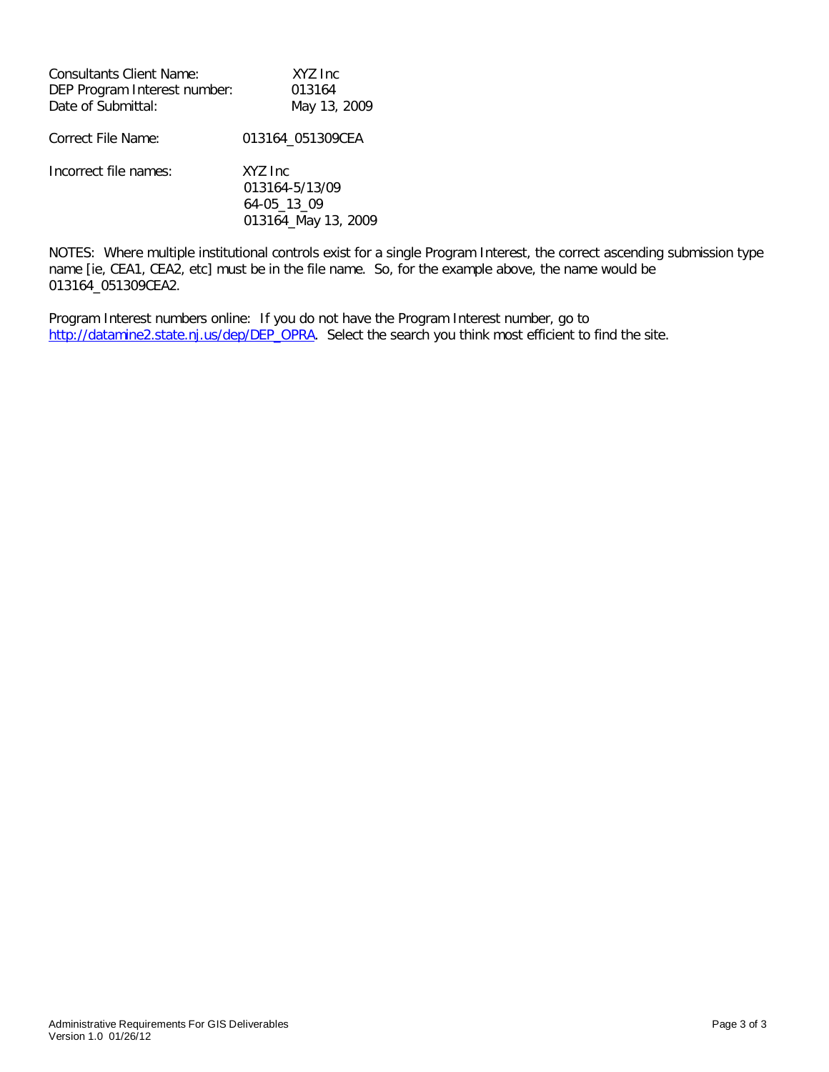| | |
|---|---|
| Consultants Client Name: | XYZ Inc |
| DEP Program Interest number: | 013164 |
| Date of Submittal: | May 13, 2009 |

Correct File Name: 013164_051309CEA

Incorrect file names:

- XYZ Inc
- 013164-5/13/09
- 64-05_13_09
- 013164_May 13, 2009

NOTES: Where multiple institutional controls exist for a single Program Interest, the correct ascending submission type name [ie, CEA1, CEA2, etc] must be in the file name. So, for the example above, the name would be 013164_051309CEA2.

Program Interest numbers online: If you do not have the Program Interest number, go to http://datamine2.state.nj.us/dep/DEP_OPRA. Select the search you think most efficient to find the site.